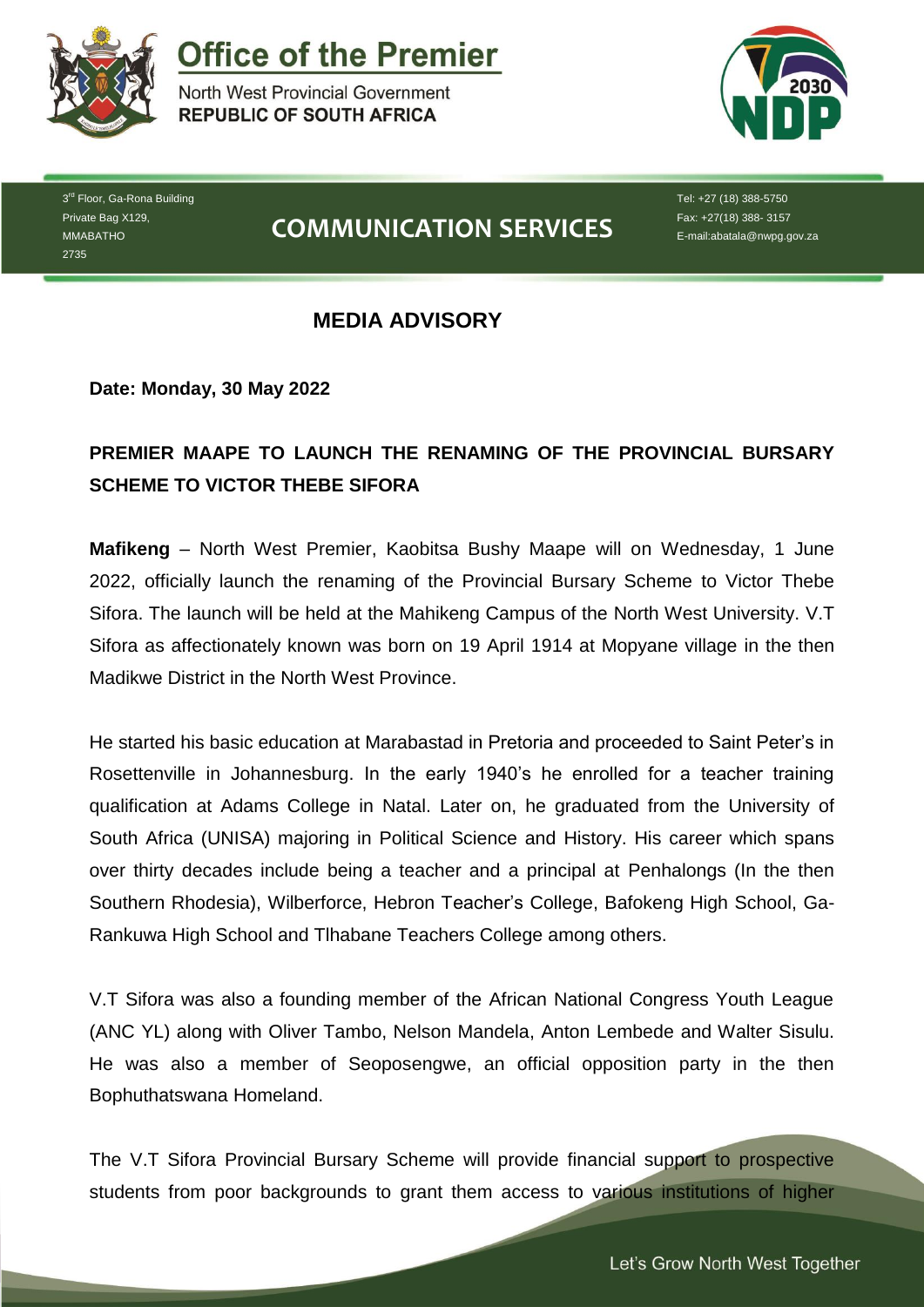# Office of the Premier

North West Provincial Government
**REPUBLIC OF SOUTH AFRICA**

3rd Floor, Ga-Rona Building
Private Bag X129,
MMABATHO
2735

## COMMUNICATION SERVICES

Tel: +27 (18) 388-5750
Fax: +27(18) 388- 3157
E-mail:abatala@nwpg.gov.za

## MEDIA ADVISORY

**Date: Monday, 30 May 2022**

**PREMIER MAAPE TO LAUNCH THE RENAMING OF THE PROVINCIAL BURSARY SCHEME TO VICTOR THEBE SIFORA**

**Mafikeng** – North West Premier, Kaobitsa Bushy Maape will on Wednesday, 1 June 2022, officially launch the renaming of the Provincial Bursary Scheme to Victor Thebe Sifora. The launch will be held at the Mahikeng Campus of the North West University. V.T Sifora as affectionately known was born on 19 April 1914 at Mopyane village in the then Madikwe District in the North West Province.

He started his basic education at Marabastad in Pretoria and proceeded to Saint Peter's in Rosettenville in Johannesburg. In the early 1940's he enrolled for a teacher training qualification at Adams College in Natal. Later on, he graduated from the University of South Africa (UNISA) majoring in Political Science and History. His career which spans over thirty decades include being a teacher and a principal at Penhalongs (In the then Southern Rhodesia), Wilberforce, Hebron Teacher's College, Bafokeng High School, Ga-Rankuwa High School and Tlhabane Teachers College among others.

V.T Sifora was also a founding member of the African National Congress Youth League (ANC YL) along with Oliver Tambo, Nelson Mandela, Anton Lembede and Walter Sisulu. He was also a member of Seoposengwe, an official opposition party in the then Bophuthatswana Homeland.

The V.T Sifora Provincial Bursary Scheme will provide financial support to prospective students from poor backgrounds to grant them access to various institutions of higher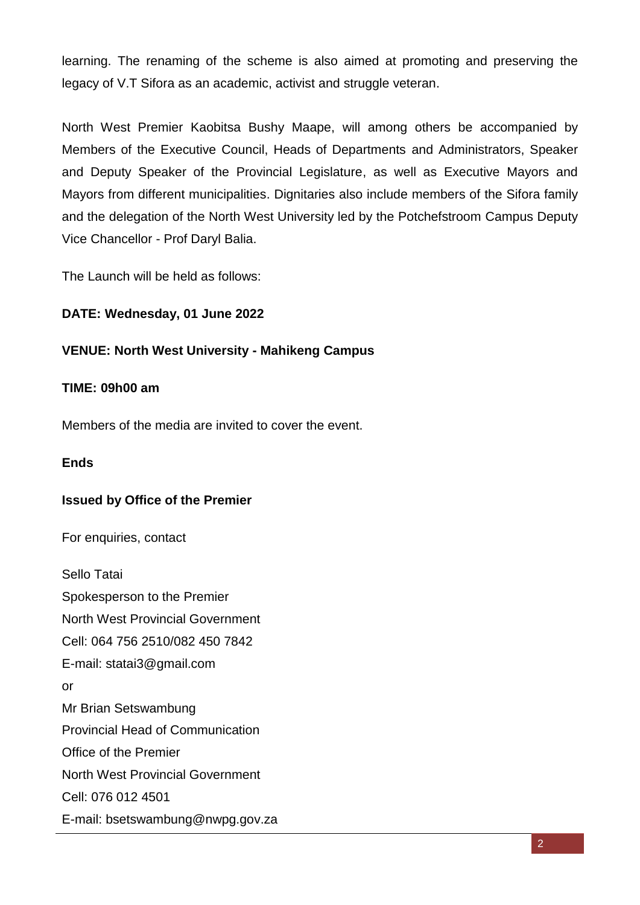learning. The renaming of the scheme is also aimed at promoting and preserving the legacy of V.T Sifora as an academic, activist and struggle veteran.

North West Premier Kaobitsa Bushy Maape, will among others be accompanied by Members of the Executive Council, Heads of Departments and Administrators, Speaker and Deputy Speaker of the Provincial Legislature, as well as Executive Mayors and Mayors from different municipalities. Dignitaries also include members of the Sifora family and the delegation of the North West University led by the Potchefstroom Campus Deputy Vice Chancellor - Prof Daryl Balia.

The Launch will be held as follows:

**DATE: Wednesday, 01 June 2022**

**VENUE: North West University - Mahikeng Campus**

**TIME: 09h00 am**

Members of the media are invited to cover the event.

**Ends**

**Issued by Office of the Premier**

For enquiries, contact

Sello Tatai
Spokesperson to the Premier
North West Provincial Government
Cell: 064 756 2510/082 450 7842
E-mail: statai3@gmail.com
or
Mr Brian Setswambung
Provincial Head of Communication
Office of the Premier
North West Provincial Government
Cell: 076 012 4501
E-mail: bsetswambung@nwpg.gov.za